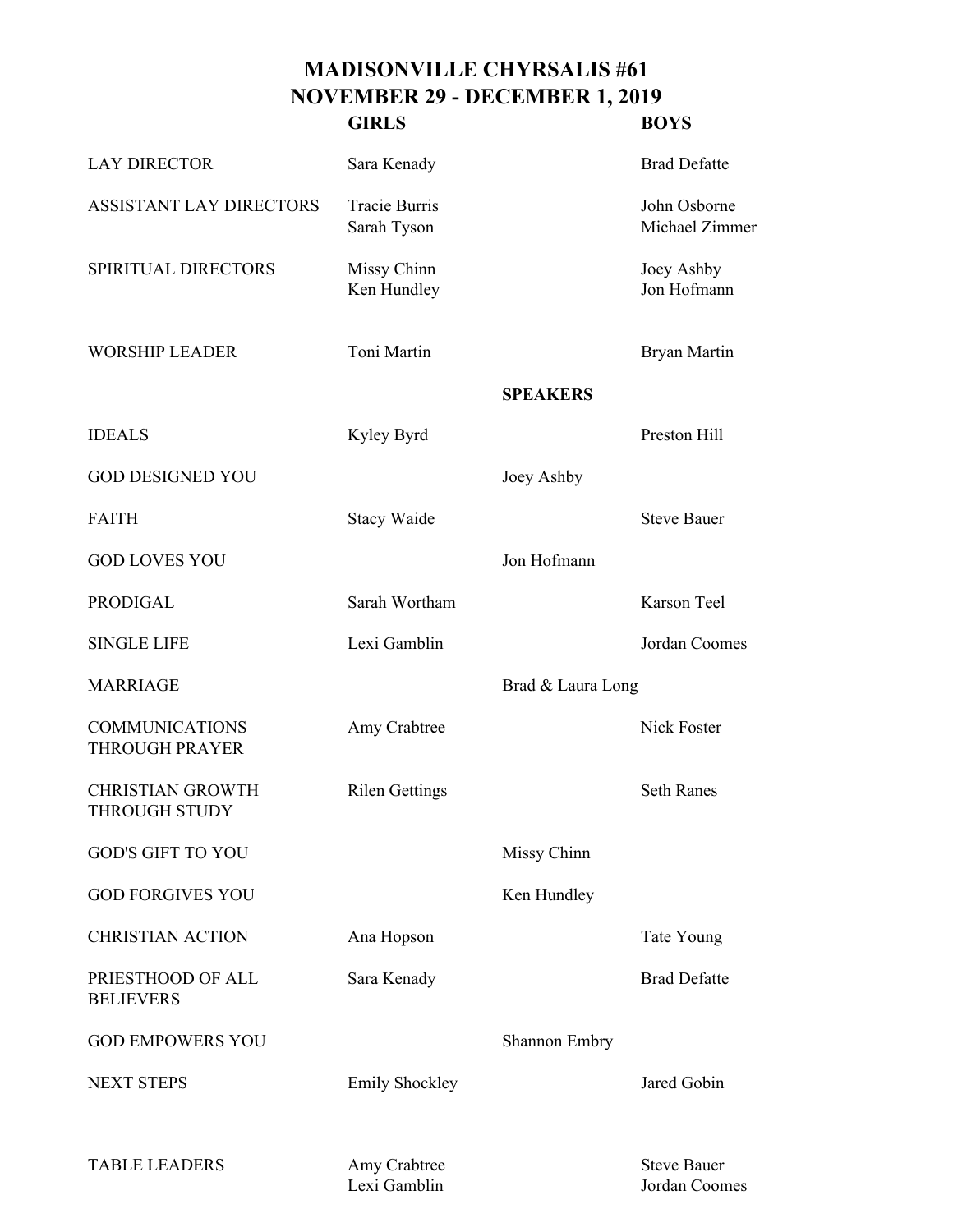# MADISONVILLE CHYRSALIS #61
## NOVEMBER 29 - DECEMBER 1, 2019

| | GIRLS | | BOYS |
|---|---|---|---|
| LAY DIRECTOR | Sara Kenady | | Brad Defatte |
| ASSISTANT LAY DIRECTORS | Tracie Burris<br>Sarah Tyson | | John Osborne<br>Michael Zimmer |
| SPIRITUAL DIRECTORS | Missy Chinn<br>Ken Hundley | | Joey Ashby<br>Jon Hofmann |
| WORSHIP LEADER | Toni Martin | | Bryan Martin |
| | | **SPEAKERS** | |
| IDEALS | Kyley Byrd | | Preston Hill |
| GOD DESIGNED YOU | | Joey Ashby | |
| FAITH | Stacy Waide | | Steve Bauer |
| GOD LOVES YOU | | Jon Hofmann | |
| PRODIGAL | Sarah Wortham | | Karson Teel |
| SINGLE LIFE | Lexi Gamblin | | Jordan Coomes |
| MARRIAGE | | Brad & Laura Long | |
| COMMUNICATIONS THROUGH PRAYER | Amy Crabtree | | Nick Foster |
| CHRISTIAN GROWTH THROUGH STUDY | Rilen Gettings | | Seth Ranes |
| GOD'S GIFT TO YOU | | Missy Chinn | |
| GOD FORGIVES YOU | | Ken Hundley | |
| CHRISTIAN ACTION | Ana Hopson | | Tate Young |
| PRIESTHOOD OF ALL BELIEVERS | Sara Kenady | | Brad Defatte |
| GOD EMPOWERS YOU | | Shannon Embry | |
| NEXT STEPS | Emily Shockley | | Jared Gobin |
| TABLE LEADERS | Amy Crabtree<br>Lexi Gamblin | | Steve Bauer<br>Jordan Coomes |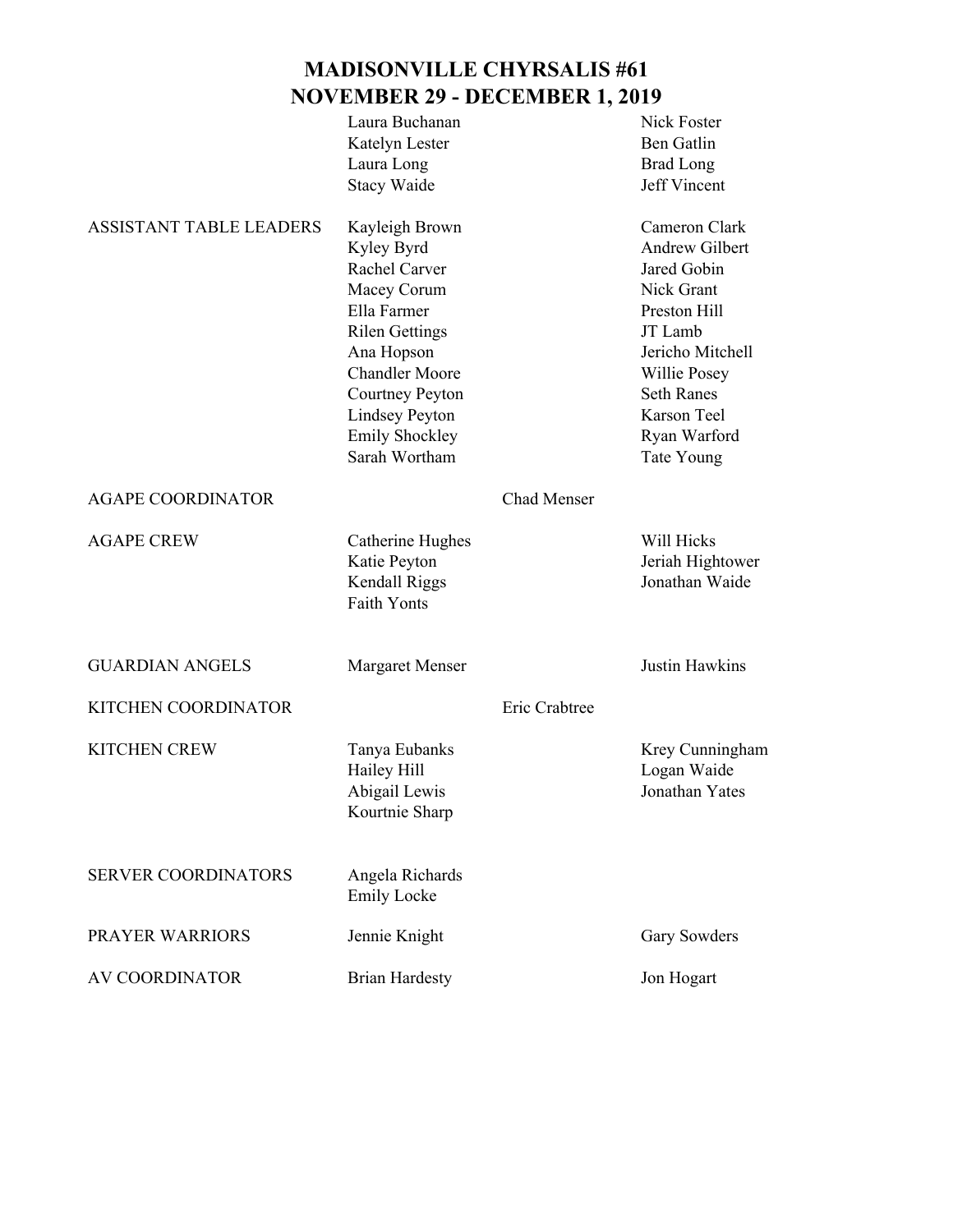# MADISONVILLE CHYRSALIS #61
# NOVEMBER 29 - DECEMBER 1, 2019

| | | | |
|---|---|---|---|
| | Laura Buchanan | | Nick Foster |
| | Katelyn Lester | | Ben Gatlin |
| | Laura Long | | Brad Long |
| | Stacy Waide | | Jeff Vincent |
| ASSISTANT TABLE LEADERS | Kayleigh Brown | | Cameron Clark |
| | Kyley Byrd | | Andrew Gilbert |
| | Rachel Carver | | Jared Gobin |
| | Macey Corum | | Nick Grant |
| | Ella Farmer | | Preston Hill |
| | Rilen Gettings | | JT Lamb |
| | Ana Hopson | | Jericho Mitchell |
| | Chandler Moore | | Willie Posey |
| | Courtney Peyton | | Seth Ranes |
| | Lindsey Peyton | | Karson Teel |
| | Emily Shockley | | Ryan Warford |
| | Sarah Wortham | | Tate Young |
| AGAPE COORDINATOR | | Chad Menser | |
| AGAPE CREW | Catherine Hughes | | Will Hicks |
| | Katie Peyton | | Jeriah Hightower |
| | Kendall Riggs | | Jonathan Waide |
| | Faith Yonts | | |
| GUARDIAN ANGELS | Margaret Menser | | Justin Hawkins |
| KITCHEN COORDINATOR | | Eric Crabtree | |
| KITCHEN CREW | Tanya Eubanks | | Krey Cunningham |
| | Hailey Hill | | Logan Waide |
| | Abigail Lewis | | Jonathan Yates |
| | Kourtnie Sharp | | |
| SERVER COORDINATORS | Angela Richards | | |
| | Emily Locke | | |
| PRAYER WARRIORS | Jennie Knight | | Gary Sowders |
| AV COORDINATOR | Brian Hardesty | | Jon Hogart |